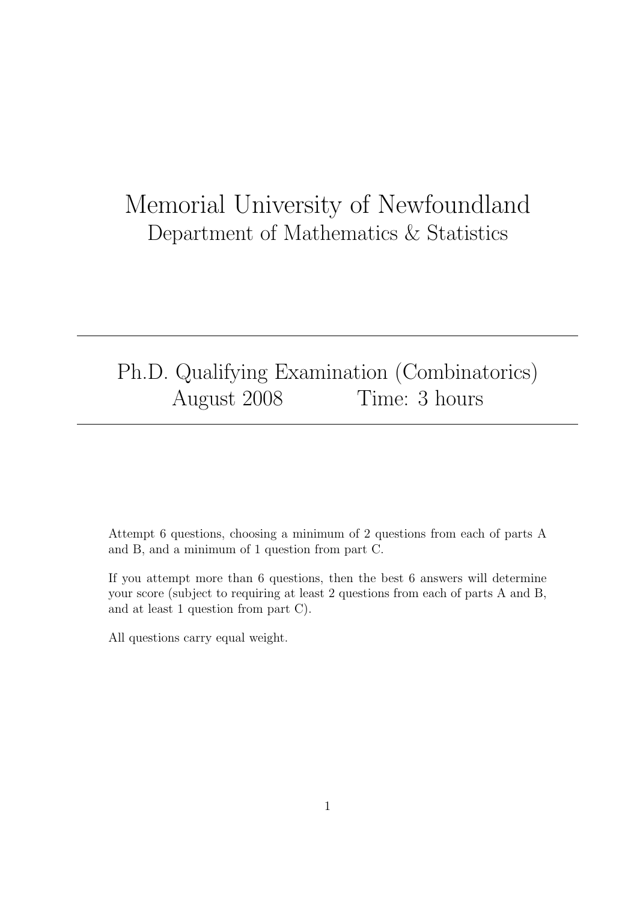# Memorial University of Newfoundland

## Department of Mathematics & Statistics

---

## Ph.D. Qualifying Examination (Combinatorics)

## August 2008 Time: 3 hours

---

Attempt 6 questions, choosing a minimum of 2 questions from each of parts A and B, and a minimum of 1 question from part C.

If you attempt more than 6 questions, then the best 6 answers will determine your score (subject to requiring at least 2 questions from each of parts A and B, and at least 1 question from part C).

All questions carry equal weight.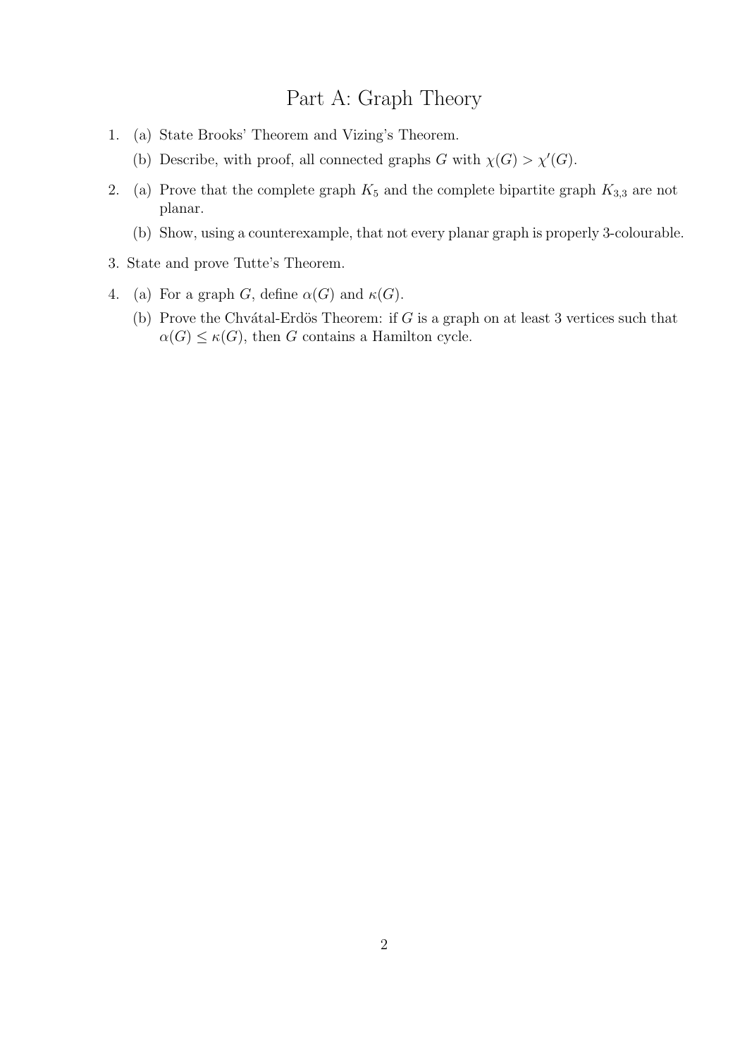# Part A: Graph Theory

1. (a) State Brooks' Theorem and Vizing's Theorem.

   (b) Describe, with proof, all connected graphs $G$ with $\chi(G) > \chi'(G)$.

2. (a) Prove that the complete graph $K_5$ and the complete bipartite graph $K_{3,3}$ are not planar.

   (b) Show, using a counterexample, that not every planar graph is properly 3-colourable.

3. State and prove Tutte's Theorem.

4. (a) For a graph $G$, define $\alpha(G)$ and $\kappa(G)$.

   (b) Prove the Chvátal-Erdös Theorem: if $G$ is a graph on at least 3 vertices such that $\alpha(G) \leq \kappa(G)$, then $G$ contains a Hamilton cycle.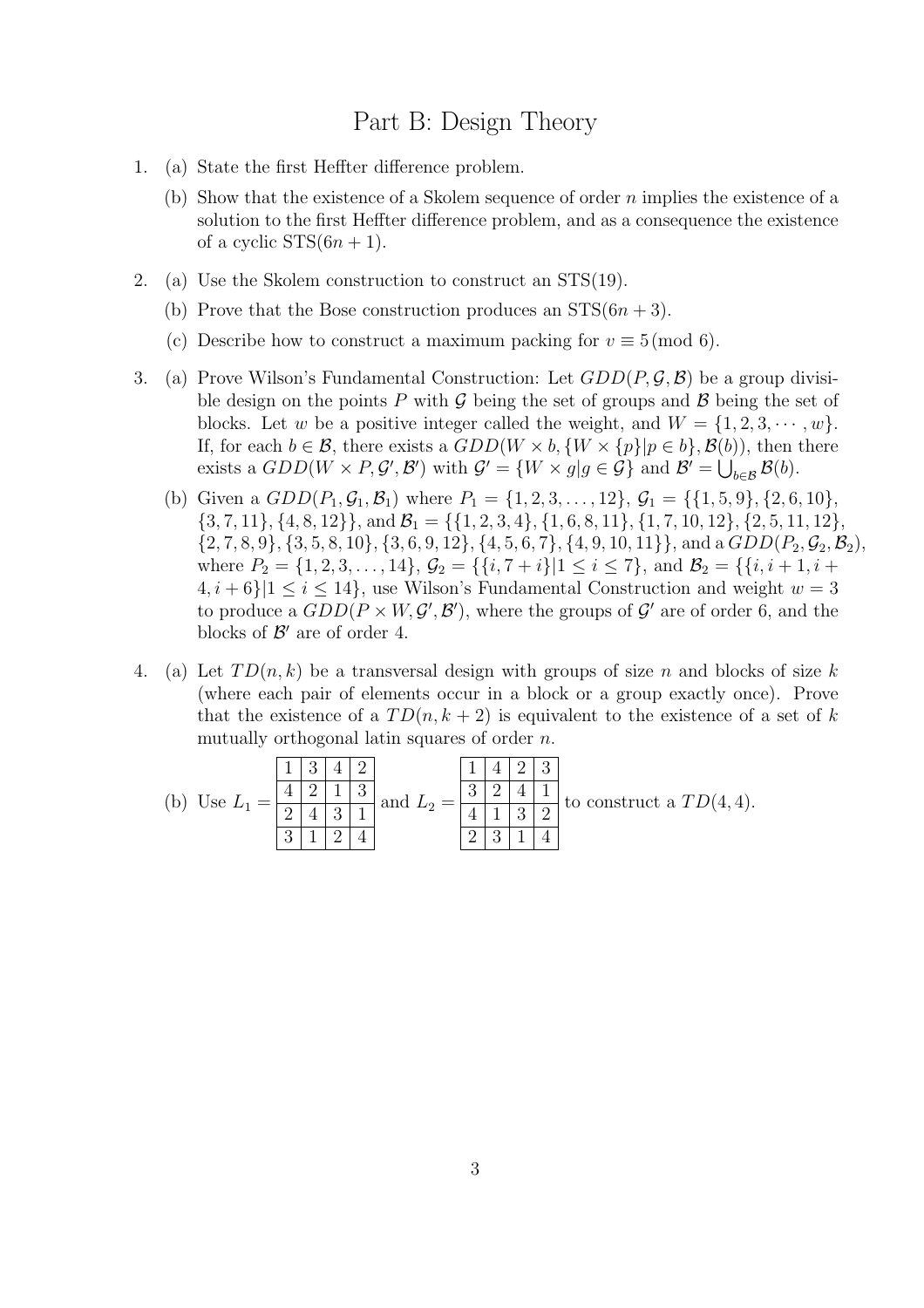# Part B: Design Theory

1. (a) State the first Heffter difference problem.

   (b) Show that the existence of a Skolem sequence of order $n$ implies the existence of a solution to the first Heffter difference problem, and as a consequence the existence of a cyclic STS$(6n + 1)$.

2. (a) Use the Skolem construction to construct an STS(19).

   (b) Prove that the Bose construction produces an STS$(6n + 3)$.

   (c) Describe how to construct a maximum packing for $v \equiv 5 \pmod 6$.

3. (a) Prove Wilson's Fundamental Construction: Let $GDD(P, \mathcal{G}, \mathcal{B})$ be a group divisible design on the points $P$ with $\mathcal{G}$ being the set of groups and $\mathcal{B}$ being the set of blocks. Let $w$ be a positive integer called the weight, and $W = \{1, 2, 3, \cdots, w\}$. If, for each $b \in \mathcal{B}$, there exists a $GDD(W \times b, \{W \times \{p\} | p \in b\}, \mathcal{B}(b))$, then there exists a $GDD(W \times P, \mathcal{G}', \mathcal{B}')$ with $\mathcal{G}' = \{W \times g | g \in \mathcal{G}\}$ and $\mathcal{B}' = \bigcup_{b \in \mathcal{B}} \mathcal{B}(b)$.

   (b) Given a $GDD(P_1, \mathcal{G}_1, \mathcal{B}_1)$ where $P_1 = \{1, 2, 3, \ldots, 12\}$, $\mathcal{G}_1 = \{\{1, 5, 9\}, \{2, 6, 10\}, \{3, 7, 11\}, \{4, 8, 12\}\}$, and $\mathcal{B}_1 = \{\{1, 2, 3, 4\}, \{1, 6, 8, 11\}, \{1, 7, 10, 12\}, \{2, 5, 11, 12\}, \{2, 7, 8, 9\}, \{3, 5, 8, 10\}, \{3, 6, 9, 12\}, \{4, 5, 6, 7\}, \{4, 9, 10, 11\}\}$, and a $GDD(P_2, \mathcal{G}_2, \mathcal{B}_2)$, where $P_2 = \{1, 2, 3, \ldots, 14\}$, $\mathcal{G}_2 = \{\{i, 7 + i\} | 1 \leq i \leq 7\}$, and $\mathcal{B}_2 = \{\{i, i + 1, i + 4, i + 6\} | 1 \leq i \leq 14\}$, use Wilson's Fundamental Construction and weight $w = 3$ to produce a $GDD(P \times W, \mathcal{G}', \mathcal{B}')$, where the groups of $\mathcal{G}'$ are of order 6, and the blocks of $\mathcal{B}'$ are of order 4.

4. (a) Let $TD(n, k)$ be a transversal design with groups of size $n$ and blocks of size $k$ (where each pair of elements occur in a block or a group exactly once). Prove that the existence of a $TD(n, k + 2)$ is equivalent to the existence of a set of $k$ mutually orthogonal latin squares of order $n$.

   (b) Use $L_1 = $

   | | | | |
   |---|---|---|---|
   | 1 | 3 | 4 | 2 |
   | 4 | 2 | 1 | 3 |
   | 2 | 4 | 3 | 1 |
   | 3 | 1 | 2 | 4 |

   and $L_2 = $

   | | | | |
   |---|---|---|---|
   | 1 | 4 | 2 | 3 |
   | 3 | 2 | 4 | 1 |
   | 4 | 1 | 3 | 2 |
   | 2 | 3 | 1 | 4 |

   to construct a $TD(4, 4)$.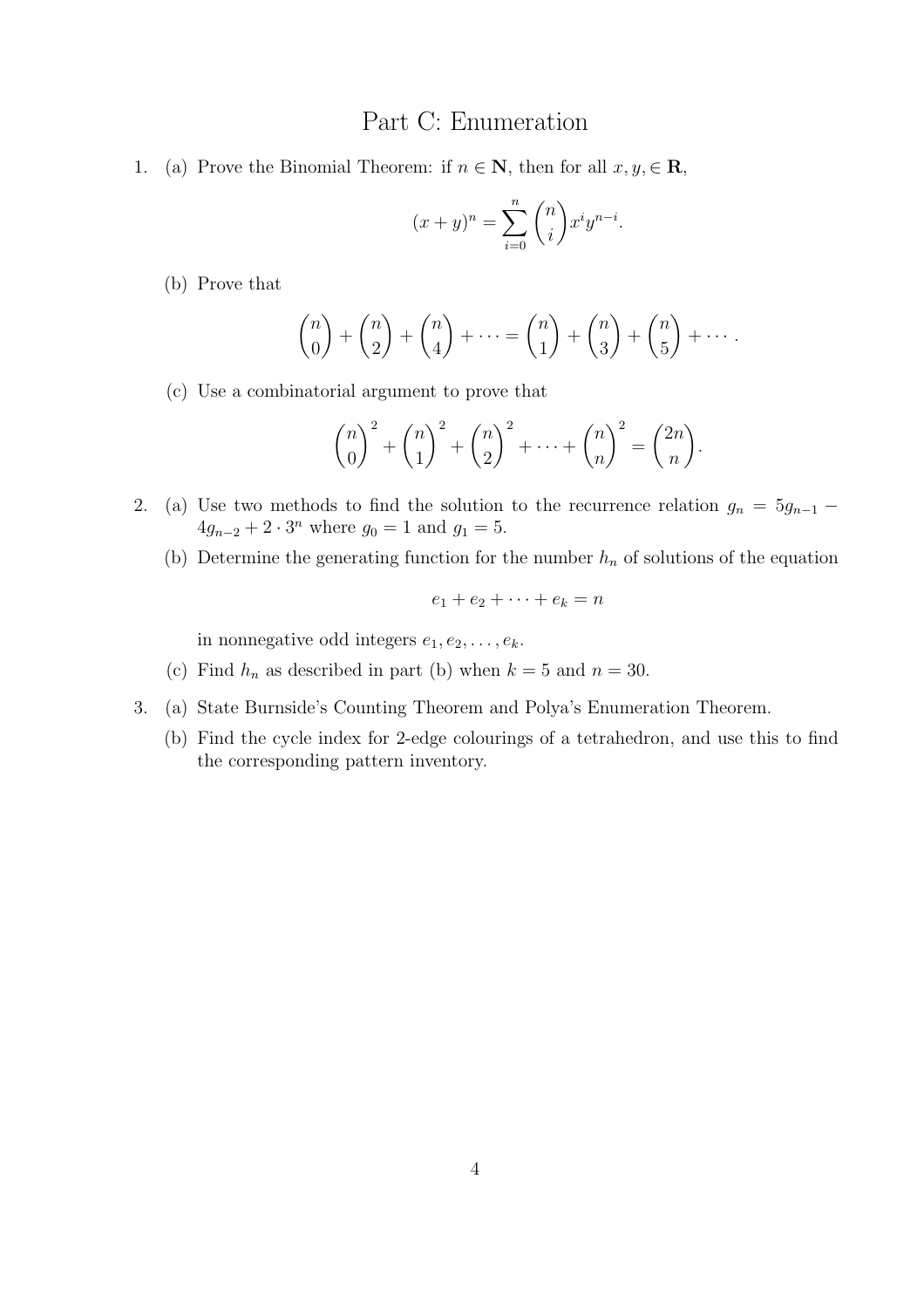# Part C: Enumeration

1. (a) Prove the Binomial Theorem: if $n \in \mathbf{N}$, then for all $x, y, \in \mathbf{R}$,

$$(x+y)^n = \sum_{i=0}^{n} \binom{n}{i} x^i y^{n-i}.$$

   (b) Prove that

$$\binom{n}{0} + \binom{n}{2} + \binom{n}{4} + \cdots = \binom{n}{1} + \binom{n}{3} + \binom{n}{5} + \cdots.$$

   (c) Use a combinatorial argument to prove that

$$\binom{n}{0}^2 + \binom{n}{1}^2 + \binom{n}{2}^2 + \cdots + \binom{n}{n}^2 = \binom{2n}{n}.$$

2. (a) Use two methods to find the solution to the recurrence relation $g_n = 5g_{n-1} - 4g_{n-2} + 2 \cdot 3^n$ where $g_0 = 1$ and $g_1 = 5$.

   (b) Determine the generating function for the number $h_n$ of solutions of the equation

$$e_1 + e_2 + \cdots + e_k = n$$

   in nonnegative odd integers $e_1, e_2, \ldots, e_k$.

   (c) Find $h_n$ as described in part (b) when $k = 5$ and $n = 30$.

3. (a) State Burnside's Counting Theorem and Polya's Enumeration Theorem.

   (b) Find the cycle index for 2-edge colourings of a tetrahedron, and use this to find the corresponding pattern inventory.